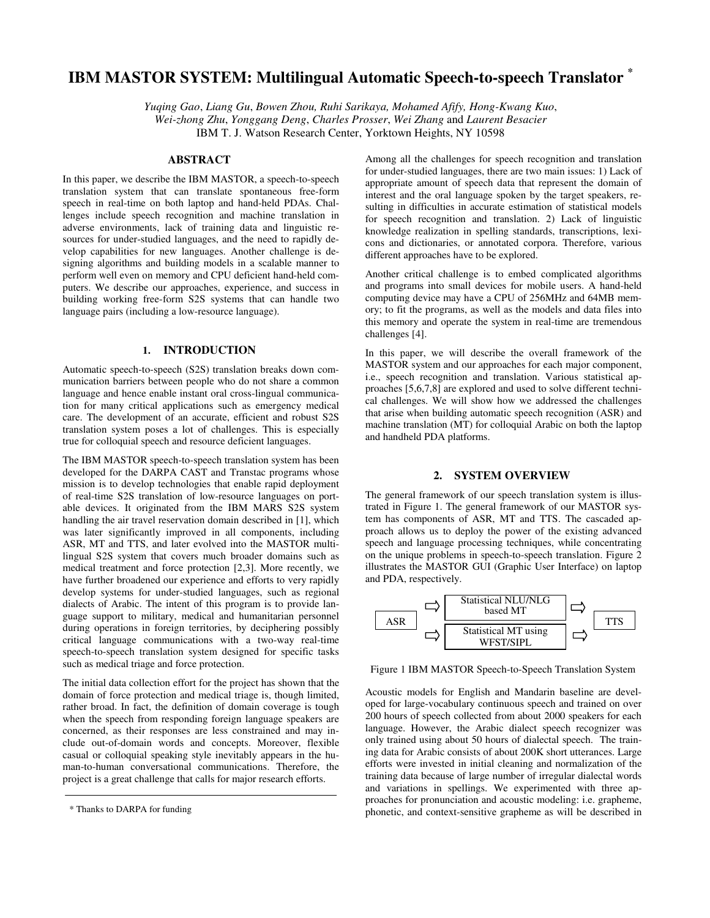# IBM MASTOR SYSTEM: Multilingual Automatic Speech-to-speech Translator *

*Yuqing Gao*, *Liang Gu*, *Bowen Zhou, Ruhi Sarikaya, Mohamed Afify, Hong-Kwang Kuo*, *Wei-zhong Zhu*, *Yonggang Deng*, *Charles Prosser*, *Wei Zhang* and *Laurent Besacier*
IBM T. J. Watson Research Center, Yorktown Heights, NY 10598

## ABSTRACT

In this paper, we describe the IBM MASTOR, a speech-to-speech translation system that can translate spontaneous free-form speech in real-time on both laptop and hand-held PDAs. Challenges include speech recognition and machine translation in adverse environments, lack of training data and linguistic resources for under-studied languages, and the need to rapidly develop capabilities for new languages. Another challenge is designing algorithms and building models in a scalable manner to perform well even on memory and CPU deficient hand-held computers. We describe our approaches, experience, and success in building working free-form S2S systems that can handle two language pairs (including a low-resource language).

## 1. INTRODUCTION

Automatic speech-to-speech (S2S) translation breaks down communication barriers between people who do not share a common language and hence enable instant oral cross-lingual communication for many critical applications such as emergency medical care. The development of an accurate, efficient and robust S2S translation system poses a lot of challenges. This is especially true for colloquial speech and resource deficient languages.

The IBM MASTOR speech-to-speech translation system has been developed for the DARPA CAST and Transtac programs whose mission is to develop technologies that enable rapid deployment of real-time S2S translation of low-resource languages on portable devices. It originated from the IBM MARS S2S system handling the air travel reservation domain described in [1], which was later significantly improved in all components, including ASR, MT and TTS, and later evolved into the MASTOR multilingual S2S system that covers much broader domains such as medical treatment and force protection [2,3]. More recently, we have further broadened our experience and efforts to very rapidly develop systems for under-studied languages, such as regional dialects of Arabic. The intent of this program is to provide language support to military, medical and humanitarian personnel during operations in foreign territories, by deciphering possibly critical language communications with a two-way real-time speech-to-speech translation system designed for specific tasks such as medical triage and force protection.

The initial data collection effort for the project has shown that the domain of force protection and medical triage is, though limited, rather broad. In fact, the definition of domain coverage is tough when the speech from responding foreign language speakers are concerned, as their responses are less constrained and may include out-of-domain words and concepts. Moreover, flexible casual or colloquial speaking style inevitably appears in the human-to-human conversational communications. Therefore, the project is a great challenge that calls for major research efforts.

Among all the challenges for speech recognition and translation for under-studied languages, there are two main issues: 1) Lack of appropriate amount of speech data that represent the domain of interest and the oral language spoken by the target speakers, resulting in difficulties in accurate estimation of statistical models for speech recognition and translation. 2) Lack of linguistic knowledge realization in spelling standards, transcriptions, lexicons and dictionaries, or annotated corpora. Therefore, various different approaches have to be explored.

Another critical challenge is to embed complicated algorithms and programs into small devices for mobile users. A hand-held computing device may have a CPU of 256MHz and 64MB memory; to fit the programs, as well as the models and data files into this memory and operate the system in real-time are tremendous challenges [4].

In this paper, we will describe the overall framework of the MASTOR system and our approaches for each major component, i.e., speech recognition and translation. Various statistical approaches [5,6,7,8] are explored and used to solve different technical challenges. We will show how we addressed the challenges that arise when building automatic speech recognition (ASR) and machine translation (MT) for colloquial Arabic on both the laptop and handheld PDA platforms.

## 2. SYSTEM OVERVIEW

The general framework of our speech translation system is illustrated in Figure 1. The general framework of our MASTOR system has components of ASR, MT and TTS. The cascaded approach allows us to deploy the power of the existing advanced speech and language processing techniques, while concentrating on the unique problems in speech-to-speech translation. Figure 2 illustrates the MASTOR GUI (Graphic User Interface) on laptop and PDA, respectively.

ASR ⇨ Statistical NLU/NLG based MT ⇨ TTS
ASR ⇨ Statistical MT using WFST/SIPL ⇨ TTS

Figure 1 IBM MASTOR Speech-to-Speech Translation System

Acoustic models for English and Mandarin baseline are developed for large-vocabulary continuous speech and trained on over 200 hours of speech collected from about 2000 speakers for each language. However, the Arabic dialect speech recognizer was only trained using about 50 hours of dialectal speech. The training data for Arabic consists of about 200K short utterances. Large efforts were invested in initial cleaning and normalization of the training data because of large number of irregular dialectal words and variations in spellings. We experimented with three approaches for pronunciation and acoustic modeling: i.e. grapheme, phonetic, and context-sensitive grapheme as will be described in

* Thanks to DARPA for funding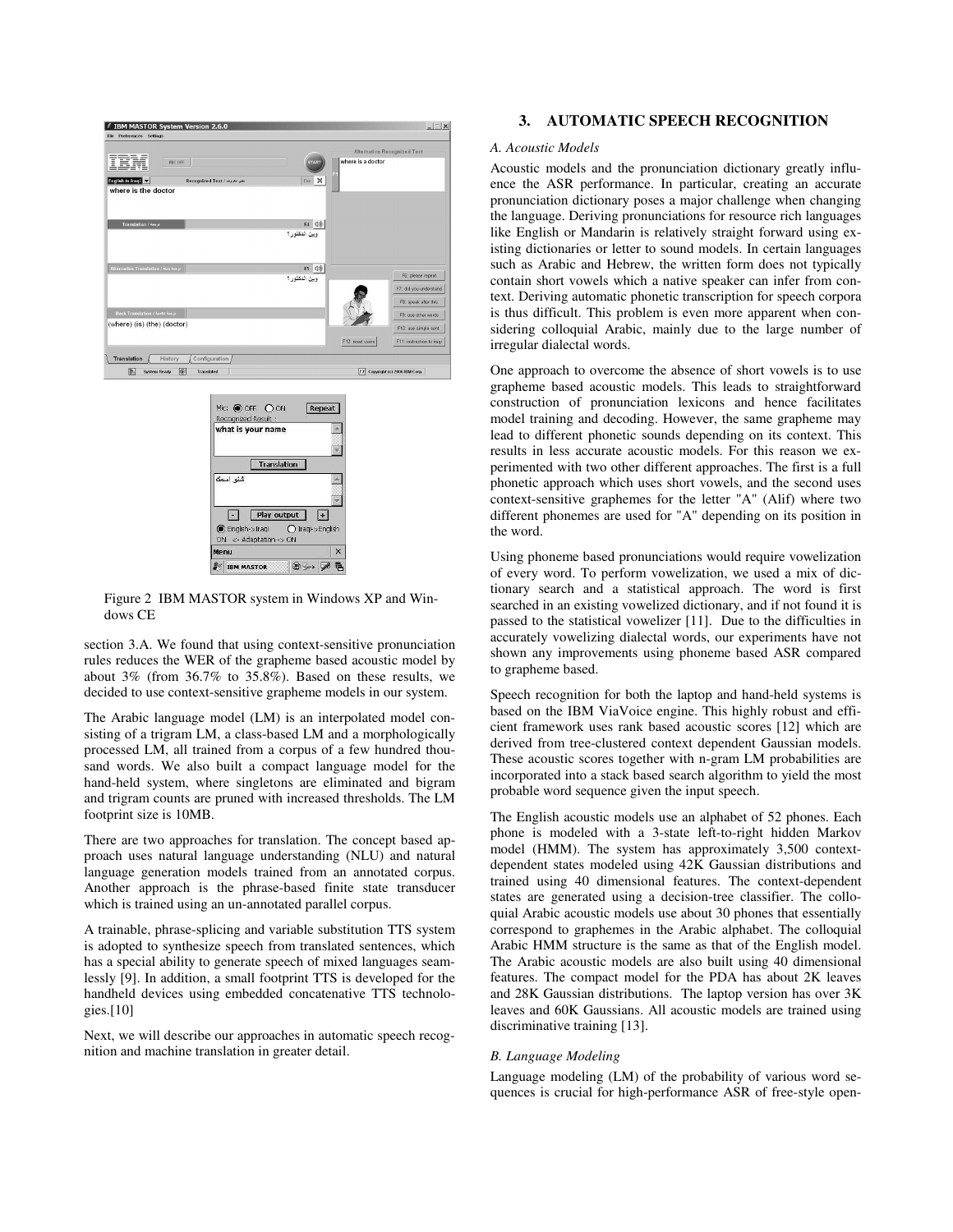Figure 2 IBM MASTOR system in Windows XP and Windows CE

section 3.A. We found that using context-sensitive pronunciation rules reduces the WER of the grapheme based acoustic model by about 3% (from 36.7% to 35.8%). Based on these results, we decided to use context-sensitive grapheme models in our system.

The Arabic language model (LM) is an interpolated model consisting of a trigram LM, a class-based LM and a morphologically processed LM, all trained from a corpus of a few hundred thousand words. We also built a compact language model for the hand-held system, where singletons are eliminated and bigram and trigram counts are pruned with increased thresholds. The LM footprint size is 10MB.

There are two approaches for translation. The concept based approach uses natural language understanding (NLU) and natural language generation models trained from an annotated corpus. Another approach is the phrase-based finite state transducer which is trained using an un-annotated parallel corpus.

A trainable, phrase-splicing and variable substitution TTS system is adopted to synthesize speech from translated sentences, which has a special ability to generate speech of mixed languages seamlessly [9]. In addition, a small footprint TTS is developed for the handheld devices using embedded concatenative TTS technologies.[10]

Next, we will describe our approaches in automatic speech recognition and machine translation in greater detail.

## 3. AUTOMATIC SPEECH RECOGNITION

### *A. Acoustic Models*

Acoustic models and the pronunciation dictionary greatly influence the ASR performance. In particular, creating an accurate pronunciation dictionary poses a major challenge when changing the language. Deriving pronunciations for resource rich languages like English or Mandarin is relatively straight forward using existing dictionaries or letter to sound models. In certain languages such as Arabic and Hebrew, the written form does not typically contain short vowels which a native speaker can infer from context. Deriving automatic phonetic transcription for speech corpora is thus difficult. This problem is even more apparent when considering colloquial Arabic, mainly due to the large number of irregular dialectal words.

One approach to overcome the absence of short vowels is to use grapheme based acoustic models. This leads to straightforward construction of pronunciation lexicons and hence facilitates model training and decoding. However, the same grapheme may lead to different phonetic sounds depending on its context. This results in less accurate acoustic models. For this reason we experimented with two other different approaches. The first is a full phonetic approach which uses short vowels, and the second uses context-sensitive graphemes for the letter "A" (Alif) where two different phonemes are used for "A" depending on its position in the word.

Using phoneme based pronunciations would require vowelization of every word. To perform vowelization, we used a mix of dictionary search and a statistical approach. The word is first searched in an existing vowelized dictionary, and if not found it is passed to the statistical vowelizer [11]. Due to the difficulties in accurately vowelizing dialectal words, our experiments have not shown any improvements using phoneme based ASR compared to grapheme based.

Speech recognition for both the laptop and hand-held systems is based on the IBM ViaVoice engine. This highly robust and efficient framework uses rank based acoustic scores [12] which are derived from tree-clustered context dependent Gaussian models. These acoustic scores together with n-gram LM probabilities are incorporated into a stack based search algorithm to yield the most probable word sequence given the input speech.

The English acoustic models use an alphabet of 52 phones. Each phone is modeled with a 3-state left-to-right hidden Markov model (HMM). The system has approximately 3,500 context-dependent states modeled using 42K Gaussian distributions and trained using 40 dimensional features. The context-dependent states are generated using a decision-tree classifier. The colloquial Arabic acoustic models use about 30 phones that essentially correspond to graphemes in the Arabic alphabet. The colloquial Arabic HMM structure is the same as that of the English model. The Arabic acoustic models are also built using 40 dimensional features. The compact model for the PDA has about 2K leaves and 28K Gaussian distributions. The laptop version has over 3K leaves and 60K Gaussians. All acoustic models are trained using discriminative training [13].

### *B. Language Modeling*

Language modeling (LM) of the probability of various word sequences is crucial for high-performance ASR of free-style open-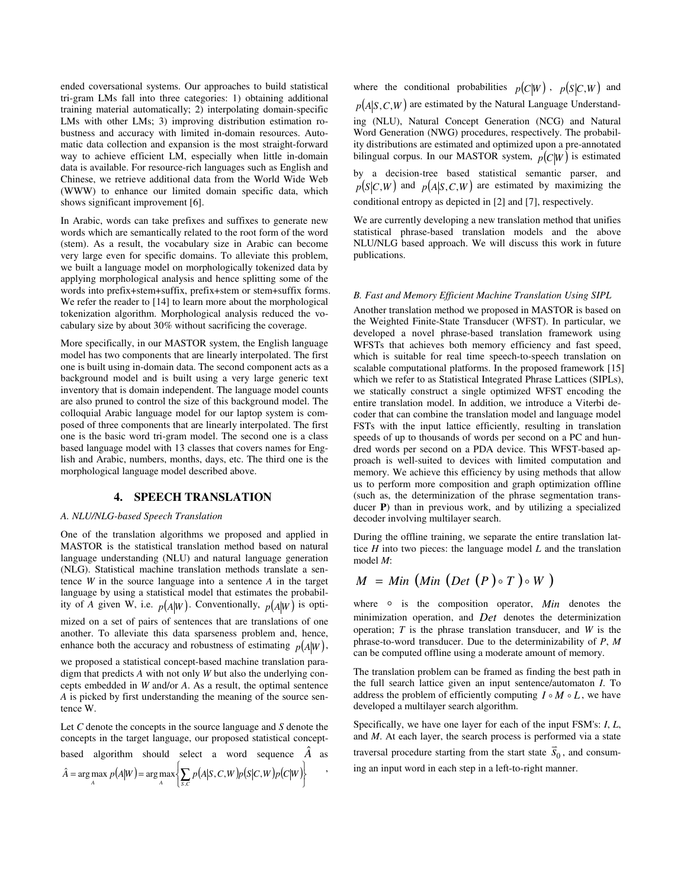ended coversational systems. Our approaches to build statistical tri-gram LMs fall into three categories: 1) obtaining additional training material automatically; 2) interpolating domain-specific LMs with other LMs; 3) improving distribution estimation robustness and accuracy with limited in-domain resources. Automatic data collection and expansion is the most straight-forward way to achieve efficient LM, especially when little in-domain data is available. For resource-rich languages such as English and Chinese, we retrieve additional data from the World Wide Web (WWW) to enhance our limited domain specific data, which shows significant improvement [6].

In Arabic, words can take prefixes and suffixes to generate new words which are semantically related to the root form of the word (stem). As a result, the vocabulary size in Arabic can become very large even for specific domains. To alleviate this problem, we built a language model on morphologically tokenized data by applying morphological analysis and hence splitting some of the words into prefix+stem+suffix, prefix+stem or stem+suffix forms. We refer the reader to [14] to learn more about the morphological tokenization algorithm. Morphological analysis reduced the vocabulary size by about 30% without sacrificing the coverage.

More specifically, in our MASTOR system, the English language model has two components that are linearly interpolated. The first one is built using in-domain data. The second component acts as a background model and is built using a very large generic text inventory that is domain independent. The language model counts are also pruned to control the size of this background model. The colloquial Arabic language model for our laptop system is composed of three components that are linearly interpolated. The first one is the basic word tri-gram model. The second one is a class based language model with 13 classes that covers names for English and Arabic, numbers, months, days, etc. The third one is the morphological language model described above.

## 4. SPEECH TRANSLATION

### A. NLU/NLG-based Speech Translation

One of the translation algorithms we proposed and applied in MASTOR is the statistical translation method based on natural language understanding (NLU) and natural language generation (NLG). Statistical machine translation methods translate a sentence $W$ in the source language into a sentence $A$ in the target language by using a statistical model that estimates the probability of $A$ given W, i.e. $p(A|W)$. Conventionally, $p(A|W)$ is optimized on a set of pairs of sentences that are translations of one another. To alleviate this data sparseness problem and, hence, enhance both the accuracy and robustness of estimating $p(A|W)$, we proposed a statistical concept-based machine translation paradigm that predicts $A$ with not only $W$ but also the underlying concepts embedded in $W$ and/or $A$. As a result, the optimal sentence $A$ is picked by first understanding the meaning of the source sentence W.

Let $C$ denote the concepts in the source language and $S$ denote the concepts in the target language, our proposed statistical concept-based algorithm should select a word sequence $\hat{A}$ as

$$\hat{A} = \arg\max_{A} p(A|W) = \arg\max_{A} \left\{ \sum_{S,C} p(A|S,C,W) p(S|C,W) p(C|W) \right\},$$

where the conditional probabilities $p(C|W)$, $p(S|C,W)$ and $p(A|S,C,W)$ are estimated by the Natural Language Understanding (NLU), Natural Concept Generation (NCG) and Natural Word Generation (NWG) procedures, respectively. The probability distributions are estimated and optimized upon a pre-annotated bilingual corpus. In our MASTOR system, $p(C|W)$ is estimated by a decision-tree based statistical semantic parser, and $p(S|C,W)$ and $p(A|S,C,W)$ are estimated by maximizing the conditional entropy as depicted in [2] and [7], respectively.

We are currently developing a new translation method that unifies statistical phrase-based translation models and the above NLU/NLG based approach. We will discuss this work in future publications.

### B. Fast and Memory Efficient Machine Translation Using SIPL

Another translation method we proposed in MASTOR is based on the Weighted Finite-State Transducer (WFST). In particular, we developed a novel phrase-based translation framework using WFSTs that achieves both memory efficiency and fast speed, which is suitable for real time speech-to-speech translation on scalable computational platforms. In the proposed framework [15] which we refer to as Statistical Integrated Phrase Lattices (SIPLs), we statically construct a single optimized WFST encoding the entire translation model. In addition, we introduce a Viterbi decoder that can combine the translation model and language model FSTs with the input lattice efficiently, resulting in translation speeds of up to thousands of words per second on a PC and hundred words per second on a PDA device. This WFST-based approach is well-suited to devices with limited computation and memory. We achieve this efficiency by using methods that allow us to perform more composition and graph optimization offline (such as, the determinization of the phrase segmentation transducer **P**) than in previous work, and by utilizing a specialized decoder involving multilayer search.

During the offline training, we separate the entire translation lattice $H$ into two pieces: the language model $L$ and the translation model $M$:

$$M = Min\left(Min\left(Det\left(P\right) \circ T\right) \circ W\right)$$

where $\circ$ is the composition operator, $Min$ denotes the minimization operation, and $Det$ denotes the determinization operation; $T$ is the phrase translation transducer, and $W$ is the phrase-to-word transducer. Due to the determinizability of $P$, $M$ can be computed offline using a moderate amount of memory.

The translation problem can be framed as finding the best path in the full search lattice given an input sentence/automaton $I$. To address the problem of efficiently computing $I \circ M \circ L$, we have developed a multilayer search algorithm.

Specifically, we have one layer for each of the input FSM's: $I$, $L$, and $M$. At each layer, the search process is performed via a state traversal procedure starting from the start state $\vec{s}_0$, and consuming an input word in each step in a left-to-right manner.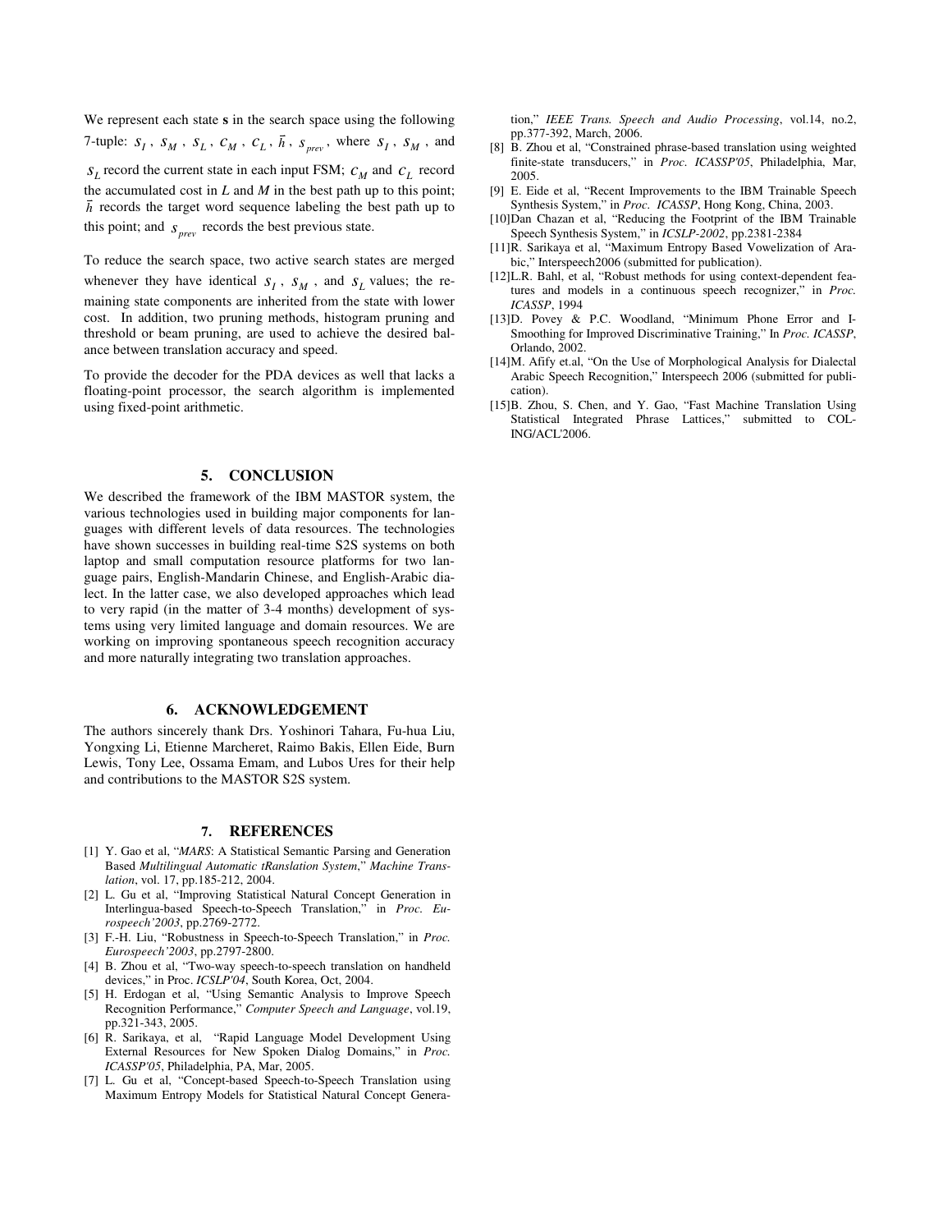We represent each state **s** in the search space using the following 7-tuple: $s_I$, $s_M$, $s_L$, $c_M$, $c_L$, $\bar{h}$, $s_{prev}$, where $s_I$, $s_M$, and $s_L$ record the current state in each input FSM; $c_M$ and $c_L$ record the accumulated cost in *L* and *M* in the best path up to this point; $\bar{h}$ records the target word sequence labeling the best path up to this point; and $s_{prev}$ records the best previous state.

To reduce the search space, two active search states are merged whenever they have identical $s_I$, $s_M$, and $s_L$ values; the remaining state components are inherited from the state with lower cost. In addition, two pruning methods, histogram pruning and threshold or beam pruning, are used to achieve the desired balance between translation accuracy and speed.

To provide the decoder for the PDA devices as well that lacks a floating-point processor, the search algorithm is implemented using fixed-point arithmetic.

## 5. CONCLUSION

We described the framework of the IBM MASTOR system, the various technologies used in building major components for languages with different levels of data resources. The technologies have shown successes in building real-time S2S systems on both laptop and small computation resource platforms for two language pairs, English-Mandarin Chinese, and English-Arabic dialect. In the latter case, we also developed approaches which lead to very rapid (in the matter of 3-4 months) development of systems using very limited language and domain resources. We are working on improving spontaneous speech recognition accuracy and more naturally integrating two translation approaches.

## 6. ACKNOWLEDGEMENT

The authors sincerely thank Drs. Yoshinori Tahara, Fu-hua Liu, Yongxing Li, Etienne Marcheret, Raimo Bakis, Ellen Eide, Burn Lewis, Tony Lee, Ossama Emam, and Lubos Ures for their help and contributions to the MASTOR S2S system.

## 7. REFERENCES

[1] Y. Gao et al, "*MARS*: A Statistical Semantic Parsing and Generation Based *Multilingual Automatic tRanslation System*," *Machine Translation*, vol. 17, pp.185-212, 2004.

[2] L. Gu et al, "Improving Statistical Natural Concept Generation in Interlingua-based Speech-to-Speech Translation," in *Proc. Eurospeech'2003*, pp.2769-2772.

[3] F.-H. Liu, "Robustness in Speech-to-Speech Translation," in *Proc. Eurospeech'2003*, pp.2797-2800.

[4] B. Zhou et al, "Two-way speech-to-speech translation on handheld devices," in Proc. *ICSLP'04*, South Korea, Oct, 2004.

[5] H. Erdogan et al, "Using Semantic Analysis to Improve Speech Recognition Performance," *Computer Speech and Language*, vol.19, pp.321-343, 2005.

[6] R. Sarikaya, et al, "Rapid Language Model Development Using External Resources for New Spoken Dialog Domains," in *Proc. ICASSP'05*, Philadelphia, PA, Mar, 2005.

[7] L. Gu et al, "Concept-based Speech-to-Speech Translation using Maximum Entropy Models for Statistical Natural Concept Generation," *IEEE Trans. Speech and Audio Processing*, vol.14, no.2, pp.377-392, March, 2006.

[8] B. Zhou et al, "Constrained phrase-based translation using weighted finite-state transducers," in *Proc. ICASSP'05*, Philadelphia, Mar, 2005.

[9] E. Eide et al, "Recent Improvements to the IBM Trainable Speech Synthesis System," in *Proc. ICASSP*, Hong Kong, China, 2003.

[10] Dan Chazan et al, "Reducing the Footprint of the IBM Trainable Speech Synthesis System," in *ICSLP-2002*, pp.2381-2384

[11] R. Sarikaya et al, "Maximum Entropy Based Vowelization of Arabic," Interspeech2006 (submitted for publication).

[12] L.R. Bahl, et al, "Robust methods for using context-dependent features and models in a continuous speech recognizer," in *Proc. ICASSP*, 1994

[13] D. Povey & P.C. Woodland, "Minimum Phone Error and I-Smoothing for Improved Discriminative Training," In *Proc. ICASSP*, Orlando, 2002.

[14] M. Afify et.al, "On the Use of Morphological Analysis for Dialectal Arabic Speech Recognition," Interspeech 2006 (submitted for publication).

[15] B. Zhou, S. Chen, and Y. Gao, "Fast Machine Translation Using Statistical Integrated Phrase Lattices," submitted to COLING/ACL'2006.